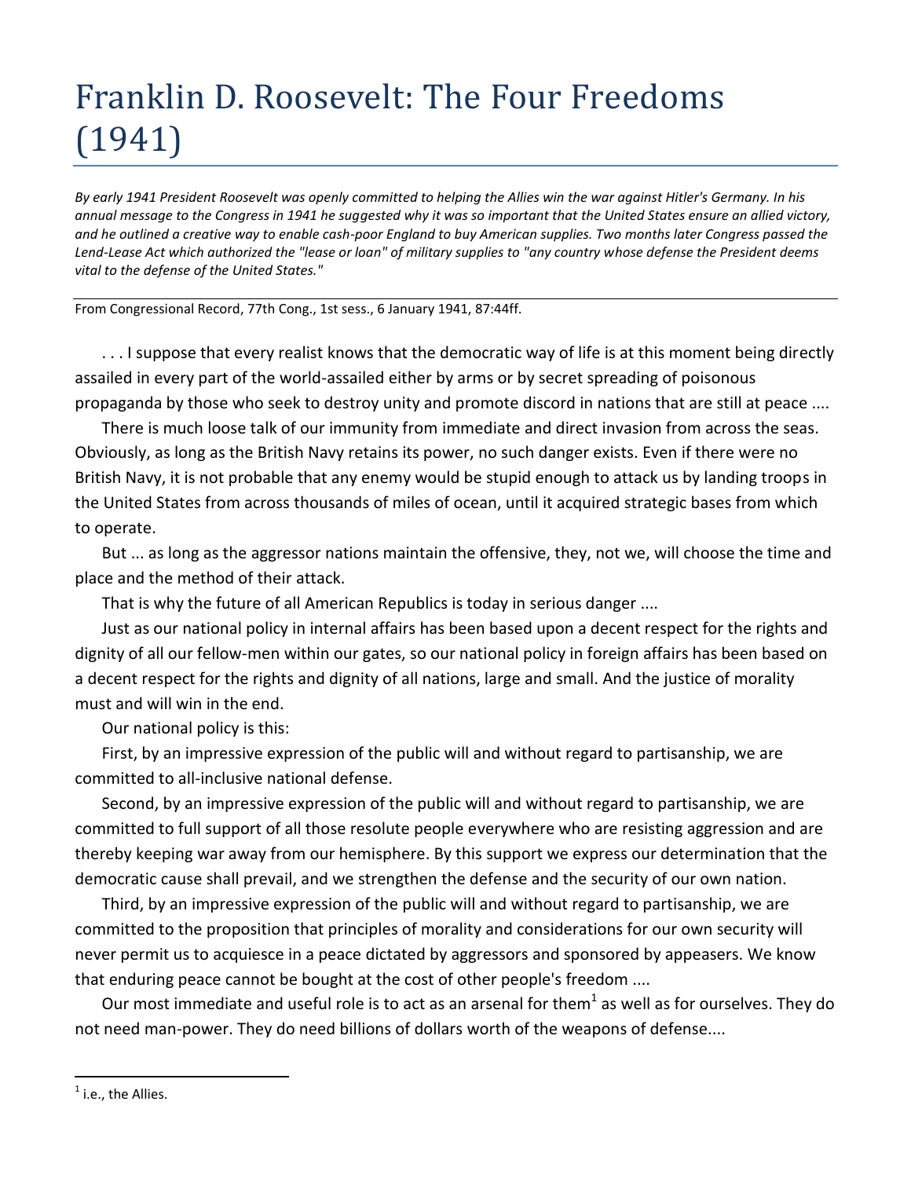# Franklin D. Roosevelt: The Four Freedoms (1941)

*By early 1941 President Roosevelt was openly committed to helping the Allies win the war against Hitler's Germany. In his annual message to the Congress in 1941 he suggested why it was so important that the United States ensure an allied victory, and he outlined a creative way to enable cash-poor England to buy American supplies. Two months later Congress passed the Lend-Lease Act which authorized the "lease or loan" of military supplies to "any country whose defense the President deems vital to the defense of the United States."*

From Congressional Record, 77th Cong., 1st sess., 6 January 1941, 87:44ff.

. . . I suppose that every realist knows that the democratic way of life is at this moment being directly assailed in every part of the world-assailed either by arms or by secret spreading of poisonous propaganda by those who seek to destroy unity and promote discord in nations that are still at peace ....

There is much loose talk of our immunity from immediate and direct invasion from across the seas. Obviously, as long as the British Navy retains its power, no such danger exists. Even if there were no British Navy, it is not probable that any enemy would be stupid enough to attack us by landing troops in the United States from across thousands of miles of ocean, until it acquired strategic bases from which to operate.

But ... as long as the aggressor nations maintain the offensive, they, not we, will choose the time and place and the method of their attack.

That is why the future of all American Republics is today in serious danger ....

Just as our national policy in internal affairs has been based upon a decent respect for the rights and dignity of all our fellow-men within our gates, so our national policy in foreign affairs has been based on a decent respect for the rights and dignity of all nations, large and small. And the justice of morality must and will win in the end.

Our national policy is this:

First, by an impressive expression of the public will and without regard to partisanship, we are committed to all-inclusive national defense.

Second, by an impressive expression of the public will and without regard to partisanship, we are committed to full support of all those resolute people everywhere who are resisting aggression and are thereby keeping war away from our hemisphere. By this support we express our determination that the democratic cause shall prevail, and we strengthen the defense and the security of our own nation.

Third, by an impressive expression of the public will and without regard to partisanship, we are committed to the proposition that principles of morality and considerations for our own security will never permit us to acquiesce in a peace dictated by aggressors and sponsored by appeasers. We know that enduring peace cannot be bought at the cost of other people's freedom ....

Our most immediate and useful role is to act as an arsenal for them[1] as well as for ourselves. They do not need man-power. They do need billions of dollars worth of the weapons of defense....

[1] i.e., the Allies.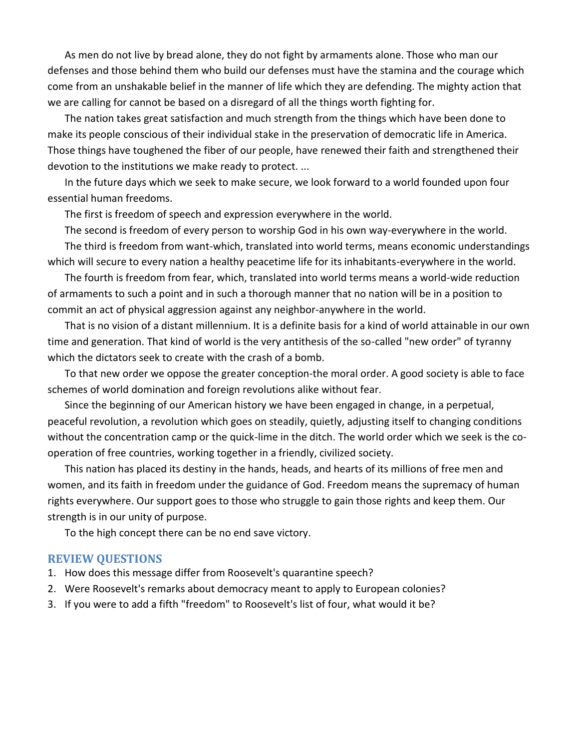As men do not live by bread alone, they do not fight by armaments alone. Those who man our defenses and those behind them who build our defenses must have the stamina and the courage which come from an unshakable belief in the manner of life which they are defending. The mighty action that we are calling for cannot be based on a disregard of all the things worth fighting for.

The nation takes great satisfaction and much strength from the things which have been done to make its people conscious of their individual stake in the preservation of democratic life in America. Those things have toughened the fiber of our people, have renewed their faith and strengthened their devotion to the institutions we make ready to protect. ...

In the future days which we seek to make secure, we look forward to a world founded upon four essential human freedoms.

The first is freedom of speech and expression everywhere in the world.

The second is freedom of every person to worship God in his own way-everywhere in the world.

The third is freedom from want-which, translated into world terms, means economic understandings which will secure to every nation a healthy peacetime life for its inhabitants-everywhere in the world.

The fourth is freedom from fear, which, translated into world terms means a world-wide reduction of armaments to such a point and in such a thorough manner that no nation will be in a position to commit an act of physical aggression against any neighbor-anywhere in the world.

That is no vision of a distant millennium. It is a definite basis for a kind of world attainable in our own time and generation. That kind of world is the very antithesis of the so-called "new order" of tyranny which the dictators seek to create with the crash of a bomb.

To that new order we oppose the greater conception-the moral order. A good society is able to face schemes of world domination and foreign revolutions alike without fear.

Since the beginning of our American history we have been engaged in change, in a perpetual, peaceful revolution, a revolution which goes on steadily, quietly, adjusting itself to changing conditions without the concentration camp or the quick-lime in the ditch. The world order which we seek is the co-operation of free countries, working together in a friendly, civilized society.

This nation has placed its destiny in the hands, heads, and hearts of its millions of free men and women, and its faith in freedom under the guidance of God. Freedom means the supremacy of human rights everywhere. Our support goes to those who struggle to gain those rights and keep them. Our strength is in our unity of purpose.

To the high concept there can be no end save victory.

## REVIEW QUESTIONS

1. How does this message differ from Roosevelt's quarantine speech?
2. Were Roosevelt's remarks about democracy meant to apply to European colonies?
3. If you were to add a fifth "freedom" to Roosevelt's list of four, what would it be?